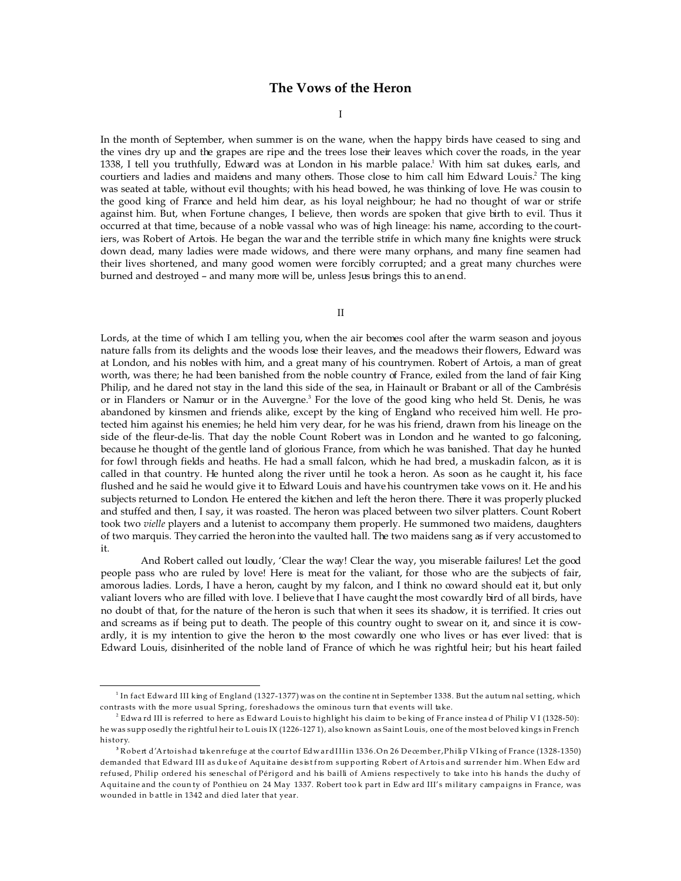# The Vows of the Heron

I

In the month of September, when summer is on the wane, when the happy birds have ceased to sing and the vines dry up and the grapes are ripe and the trees lose their leaves which cover the roads, in the year 1338, I tell you truthfully, Edward was at London in his marble palace.[1] With him sat dukes, earls, and courtiers and ladies and maidens and many others. Those close to him call him Edward Louis.[2] The king was seated at table, without evil thoughts; with his head bowed, he was thinking of love. He was cousin to the good king of France and held him dear, as his loyal neighbour; he had no thought of war or strife against him. But, when Fortune changes, I believe, then words are spoken that give birth to evil. Thus it occurred at that time, because of a noble vassal who was of high lineage: his name, according to the courtiers, was Robert of Artois. He began the war and the terrible strife in which many fine knights were struck down dead, many ladies were made widows, and there were many orphans, and many fine seamen had their lives shortened, and many good women were forcibly corrupted; and a great many churches were burned and destroyed – and many more will be, unless Jesus brings this to an end.

II

Lords, at the time of which I am telling you, when the air becomes cool after the warm season and joyous nature falls from its delights and the woods lose their leaves, and the meadows their flowers, Edward was at London, and his nobles with him, and a great many of his countrymen. Robert of Artois, a man of great worth, was there; he had been banished from the noble country of France, exiled from the land of fair King Philip, and he dared not stay in the land this side of the sea, in Hainault or Brabant or all of the Cambrésis or in Flanders or Namur or in the Auvergne.[3] For the love of the good king who held St. Denis, he was abandoned by kinsmen and friends alike, except by the king of England who received him well. He protected him against his enemies; he held him very dear, for he was his friend, drawn from his lineage on the side of the fleur-de-lis. That day the noble Count Robert was in London and he wanted to go falconing, because he thought of the gentle land of glorious France, from which he was banished. That day he hunted for fowl through fields and heaths. He had a small falcon, which he had bred, a muskadin falcon, as it is called in that country. He hunted along the river until he took a heron. As soon as he caught it, his face flushed and he said he would give it to Edward Louis and have his countrymen take vows on it. He and his subjects returned to London. He entered the kitchen and left the heron there. There it was properly plucked and stuffed and then, I say, it was roasted. The heron was placed between two silver platters. Count Robert took two *vielle* players and a lutenist to accompany them properly. He summoned two maidens, daughters of two marquis. They carried the heron into the vaulted hall. The two maidens sang as if very accustomed to it.

And Robert called out loudly, 'Clear the way! Clear the way, you miserable failures! Let the good people pass who are ruled by love! Here is meat for the valiant, for those who are the subjects of fair, amorous ladies. Lords, I have a heron, caught by my falcon, and I think no coward should eat it, but only valiant lovers who are filled with love. I believe that I have caught the most cowardly bird of all birds, have no doubt of that, for the nature of the heron is such that when it sees its shadow, it is terrified. It cries out and screams as if being put to death. The people of this country ought to swear on it, and since it is cowardly, it is my intention to give the heron to the most cowardly one who lives or has ever lived: that is Edward Louis, disinherited of the noble land of France of which he was rightful heir; but his heart failed

---

[1] In fact Edward III king of England (1327-1377) was on the continent in September 1338. But the autumnal setting, which contrasts with the more usual Spring, foreshadows the ominous turn that events will take.

[2] Edward III is referred to here as Edward Louis to highlight his claim to be king of France instead of Philip VI (1328-50): he was supposedly the rightful heir to Louis IX (1226-1271), also known as Saint Louis, one of the most beloved kings in French history.

[3] Robert d'Artois had taken refuge at the court of Edward III in 1336. On 26 December, Philip VI king of France (1328-1350) demanded that Edward III as duke of Aquitaine desist from supporting Robert of Artois and surrender him. When Edward refused, Philip ordered his seneschal of Périgord and his bailli of Amiens respectively to take into his hands the duchy of Aquitaine and the county of Ponthieu on 24 May 1337. Robert took part in Edward III's military campaigns in France, was wounded in battle in 1342 and died later that year.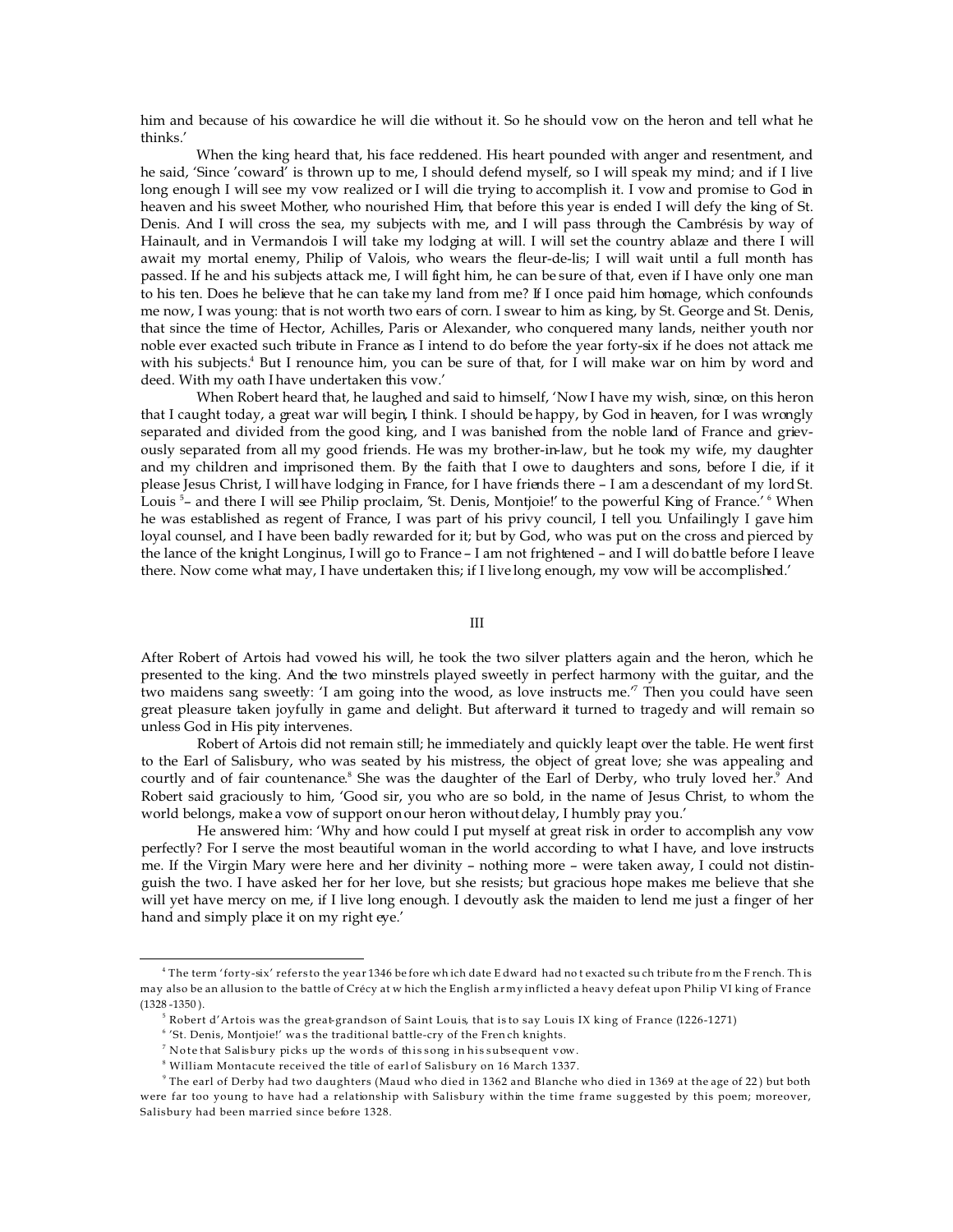him and because of his cowardice he will die without it. So he should vow on the heron and tell what he thinks.'

When the king heard that, his face reddened. His heart pounded with anger and resentment, and he said, 'Since 'coward' is thrown up to me, I should defend myself, so I will speak my mind; and if I live long enough I will see my vow realized or I will die trying to accomplish it. I vow and promise to God in heaven and his sweet Mother, who nourished Him, that before this year is ended I will defy the king of St. Denis. And I will cross the sea, my subjects with me, and I will pass through the Cambrésis by way of Hainault, and in Vermandois I will take my lodging at will. I will set the country ablaze and there I will await my mortal enemy, Philip of Valois, who wears the fleur-de-lis; I will wait until a full month has passed. If he and his subjects attack me, I will fight him, he can be sure of that, even if I have only one man to his ten. Does he believe that he can take my land from me? If I once paid him homage, which confounds me now, I was young: that is not worth two ears of corn. I swear to him as king, by St. George and St. Denis, that since the time of Hector, Achilles, Paris or Alexander, who conquered many lands, neither youth nor noble ever exacted such tribute in France as I intend to do before the year forty-six if he does not attack me with his subjects.[4] But I renounce him, you can be sure of that, for I will make war on him by word and deed. With my oath I have undertaken this vow.'

When Robert heard that, he laughed and said to himself, 'Now I have my wish, since, on this heron that I caught today, a great war will begin, I think. I should be happy, by God in heaven, for I was wrongly separated and divided from the good king, and I was banished from the noble land of France and grievously separated from all my good friends. He was my brother-in-law, but he took my wife, my daughter and my children and imprisoned them. By the faith that I owe to daughters and sons, before I die, if it please Jesus Christ, I will have lodging in France, for I have friends there – I am a descendant of my lord St. Louis [5]– and there I will see Philip proclaim, 'St. Denis, Montjoie!' to the powerful King of France.' [6] When he was established as regent of France, I was part of his privy council, I tell you. Unfailingly I gave him loyal counsel, and I have been badly rewarded for it; but by God, who was put on the cross and pierced by the lance of the knight Longinus, I will go to France – I am not frightened – and I will do battle before I leave there. Now come what may, I have undertaken this; if I live long enough, my vow will be accomplished.'

## III

After Robert of Artois had vowed his will, he took the two silver platters again and the heron, which he presented to the king. And the two minstrels played sweetly in perfect harmony with the guitar, and the two maidens sang sweetly: 'I am going into the wood, as love instructs me.'[7] Then you could have seen great pleasure taken joyfully in game and delight. But afterward it turned to tragedy and will remain so unless God in His pity intervenes.

Robert of Artois did not remain still; he immediately and quickly leapt over the table. He went first to the Earl of Salisbury, who was seated by his mistress, the object of great love; she was appealing and courtly and of fair countenance.[8] She was the daughter of the Earl of Derby, who truly loved her.[9] And Robert said graciously to him, 'Good sir, you who are so bold, in the name of Jesus Christ, to whom the world belongs, make a vow of support on our heron without delay, I humbly pray you.'

He answered him: 'Why and how could I put myself at great risk in order to accomplish any vow perfectly? For I serve the most beautiful woman in the world according to what I have, and love instructs me. If the Virgin Mary were here and her divinity – nothing more – were taken away, I could not distinguish the two. I have asked her for her love, but she resists; but gracious hope makes me believe that she will yet have mercy on me, if I live long enough. I devoutly ask the maiden to lend me just a finger of her hand and simply place it on my right eye.'

---

[4] The term 'forty-six' refers to the year 1346 before which date Edward had not exacted such tribute from the French. This may also be an allusion to the battle of Crécy at which the English army inflicted a heavy defeat upon Philip VI king of France (1328-1350).

[5] Robert d'Artois was the great-grandson of Saint Louis, that is to say Louis IX king of France (1226-1271)

[6] 'St. Denis, Montjoie!' was the traditional battle-cry of the French knights.

[7] Note that Salisbury picks up the words of this song in his subsequent vow.

[8] William Montacute received the title of earl of Salisbury on 16 March 1337.

[9] The earl of Derby had two daughters (Maud who died in 1362 and Blanche who died in 1369 at the age of 22) but both were far too young to have had a relationship with Salisbury within the time frame suggested by this poem; moreover, Salisbury had been married since before 1328.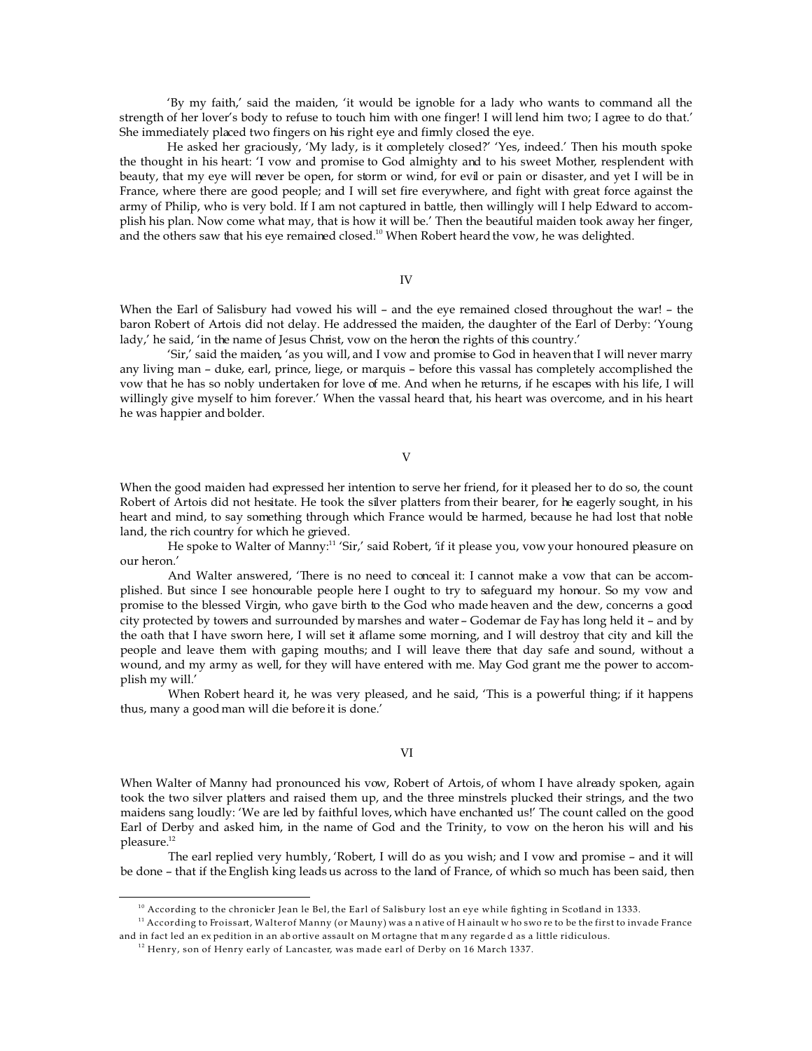'By my faith,' said the maiden, 'it would be ignoble for a lady who wants to command all the strength of her lover's body to refuse to touch him with one finger! I will lend him two; I agree to do that.' She immediately placed two fingers on his right eye and firmly closed the eye.

He asked her graciously, 'My lady, is it completely closed?' 'Yes, indeed.' Then his mouth spoke the thought in his heart: 'I vow and promise to God almighty and to his sweet Mother, resplendent with beauty, that my eye will never be open, for storm or wind, for evil or pain or disaster, and yet I will be in France, where there are good people; and I will set fire everywhere, and fight with great force against the army of Philip, who is very bold. If I am not captured in battle, then willingly will I help Edward to accomplish his plan. Now come what may, that is how it will be.' Then the beautiful maiden took away her finger, and the others saw that his eye remained closed.[10] When Robert heard the vow, he was delighted.

## IV

When the Earl of Salisbury had vowed his will – and the eye remained closed throughout the war! – the baron Robert of Artois did not delay. He addressed the maiden, the daughter of the Earl of Derby: 'Young lady,' he said, 'in the name of Jesus Christ, vow on the heron the rights of this country.'

'Sir,' said the maiden, 'as you will, and I vow and promise to God in heaven that I will never marry any living man – duke, earl, prince, liege, or marquis – before this vassal has completely accomplished the vow that he has so nobly undertaken for love of me. And when he returns, if he escapes with his life, I will willingly give myself to him forever.' When the vassal heard that, his heart was overcome, and in his heart he was happier and bolder.

## V

When the good maiden had expressed her intention to serve her friend, for it pleased her to do so, the count Robert of Artois did not hesitate. He took the silver platters from their bearer, for he eagerly sought, in his heart and mind, to say something through which France would be harmed, because he had lost that noble land, the rich country for which he grieved.

He spoke to Walter of Manny:[11] 'Sir,' said Robert, 'if it please you, vow your honoured pleasure on our heron.'

And Walter answered, 'There is no need to conceal it: I cannot make a vow that can be accomplished. But since I see honourable people here I ought to try to safeguard my honour. So my vow and promise to the blessed Virgin, who gave birth to the God who made heaven and the dew, concerns a good city protected by towers and surrounded by marshes and water – Godemar de Fay has long held it – and by the oath that I have sworn here, I will set it aflame some morning, and I will destroy that city and kill the people and leave them with gaping mouths; and I will leave there that day safe and sound, without a wound, and my army as well, for they will have entered with me. May God grant me the power to accomplish my will.'

When Robert heard it, he was very pleased, and he said, 'This is a powerful thing; if it happens thus, many a good man will die before it is done.'

## VI

When Walter of Manny had pronounced his vow, Robert of Artois, of whom I have already spoken, again took the two silver platters and raised them up, and the three minstrels plucked their strings, and the two maidens sang loudly: 'We are led by faithful loves, which have enchanted us!' The count called on the good Earl of Derby and asked him, in the name of God and the Trinity, to vow on the heron his will and his pleasure.[12]

The earl replied very humbly, 'Robert, I will do as you wish; and I vow and promise – and it will be done – that if the English king leads us across to the land of France, of which so much has been said, then

---

[10] According to the chronicler Jean le Bel, the Earl of Salisbury lost an eye while fighting in Scotland in 1333.

[11] According to Froissart, Walter of Manny (or Mauny) was a native of Hainault who swore to be the first to invade France and in fact led an expedition in an abortive assault on Mortagne that many regarded as a little ridiculous.

[12] Henry, son of Henry early of Lancaster, was made earl of Derby on 16 March 1337.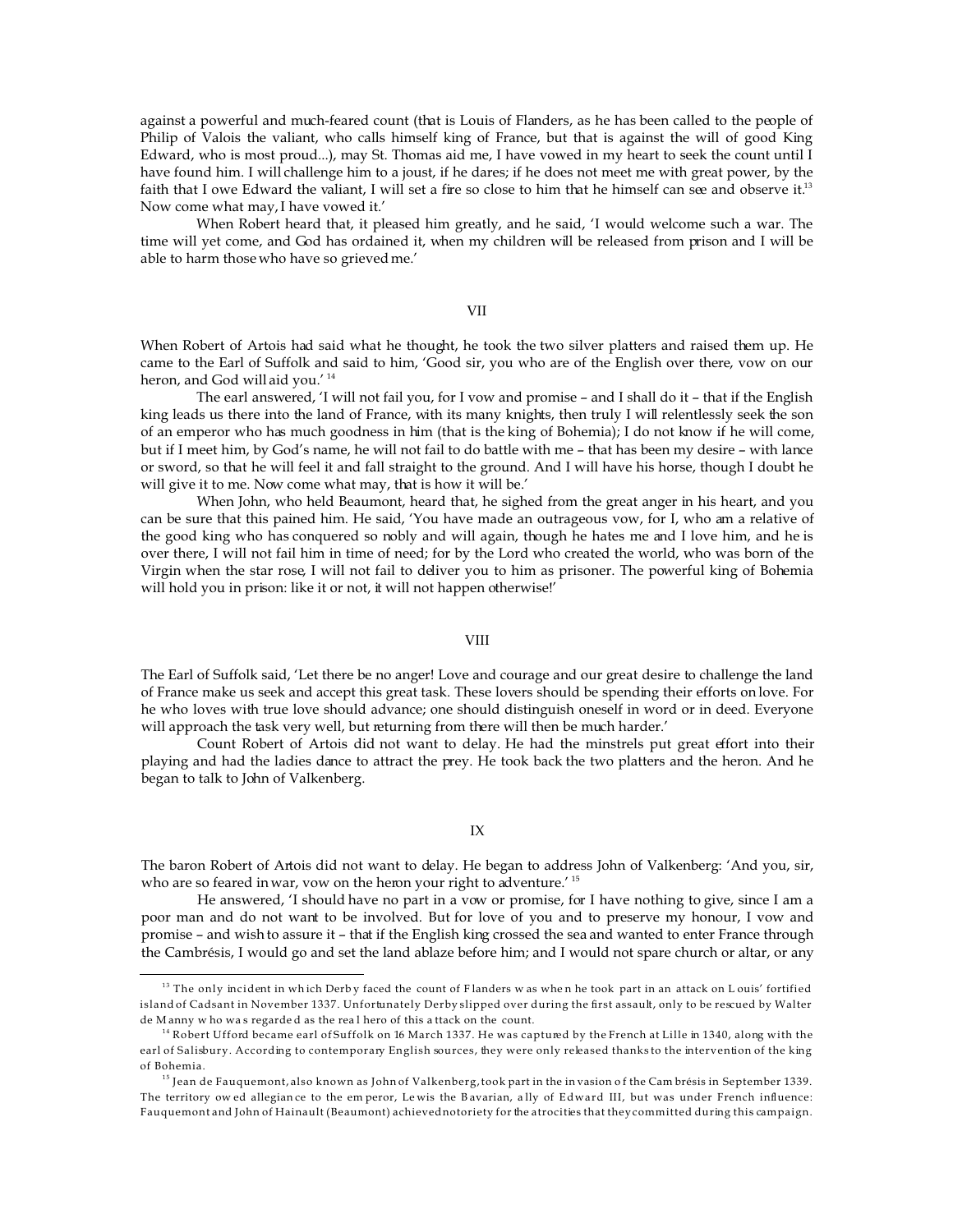against a powerful and much-feared count (that is Louis of Flanders, as he has been called to the people of Philip of Valois the valiant, who calls himself king of France, but that is against the will of good King Edward, who is most proud...), may St. Thomas aid me, I have vowed in my heart to seek the count until I have found him. I will challenge him to a joust, if he dares; if he does not meet me with great power, by the faith that I owe Edward the valiant, I will set a fire so close to him that he himself can see and observe it.[13] Now come what may, I have vowed it.'

When Robert heard that, it pleased him greatly, and he said, 'I would welcome such a war. The time will yet come, and God has ordained it, when my children will be released from prison and I will be able to harm those who have so grieved me.'

VII

When Robert of Artois had said what he thought, he took the two silver platters and raised them up. He came to the Earl of Suffolk and said to him, 'Good sir, you who are of the English over there, vow on our heron, and God will aid you.'[14]

The earl answered, 'I will not fail you, for I vow and promise – and I shall do it – that if the English king leads us there into the land of France, with its many knights, then truly I will relentlessly seek the son of an emperor who has much goodness in him (that is the king of Bohemia); I do not know if he will come, but if I meet him, by God's name, he will not fail to do battle with me – that has been my desire – with lance or sword, so that he will feel it and fall straight to the ground. And I will have his horse, though I doubt he will give it to me. Now come what may, that is how it will be.'

When John, who held Beaumont, heard that, he sighed from the great anger in his heart, and you can be sure that this pained him. He said, 'You have made an outrageous vow, for I, who am a relative of the good king who has conquered so nobly and will again, though he hates me and I love him, and he is over there, I will not fail him in time of need; for by the Lord who created the world, who was born of the Virgin when the star rose, I will not fail to deliver you to him as prisoner. The powerful king of Bohemia will hold you in prison: like it or not, it will not happen otherwise!'

VIII

The Earl of Suffolk said, 'Let there be no anger! Love and courage and our great desire to challenge the land of France make us seek and accept this great task. These lovers should be spending their efforts on love. For he who loves with true love should advance; one should distinguish oneself in word or in deed. Everyone will approach the task very well, but returning from there will then be much harder.'

Count Robert of Artois did not want to delay. He had the minstrels put great effort into their playing and had the ladies dance to attract the prey. He took back the two platters and the heron. And he began to talk to John of Valkenberg.

IX

The baron Robert of Artois did not want to delay. He began to address John of Valkenberg: 'And you, sir, who are so feared in war, vow on the heron your right to adventure.'[15]

He answered, 'I should have no part in a vow or promise, for I have nothing to give, since I am a poor man and do not want to be involved. But for love of you and to preserve my honour, I vow and promise – and wish to assure it – that if the English king crossed the sea and wanted to enter France through the Cambrésis, I would go and set the land ablaze before him; and I would not spare church or altar, or any

---

[13] The only incident in which Derby faced the count of Flanders was when he took part in an attack on Louis' fortified island of Cadsant in November 1337. Unfortunately Derby slipped over during the first assault, only to be rescued by Walter de Manny who was regarded as the real hero of this attack on the count.

[14] Robert Ufford became earl of Suffolk on 16 March 1337. He was captured by the French at Lille in 1340, along with the earl of Salisbury. According to contemporary English sources, they were only released thanks to the intervention of the king of Bohemia.

[15] Jean de Fauquemont, also known as John of Valkenberg, took part in the invasion of the Cambrésis in September 1339. The territory owed allegiance to the emperor, Lewis the Bavarian, ally of Edward III, but was under French influence: Fauquemont and John of Hainault (Beaumont) achieved notoriety for the atrocities that they committed during this campaign.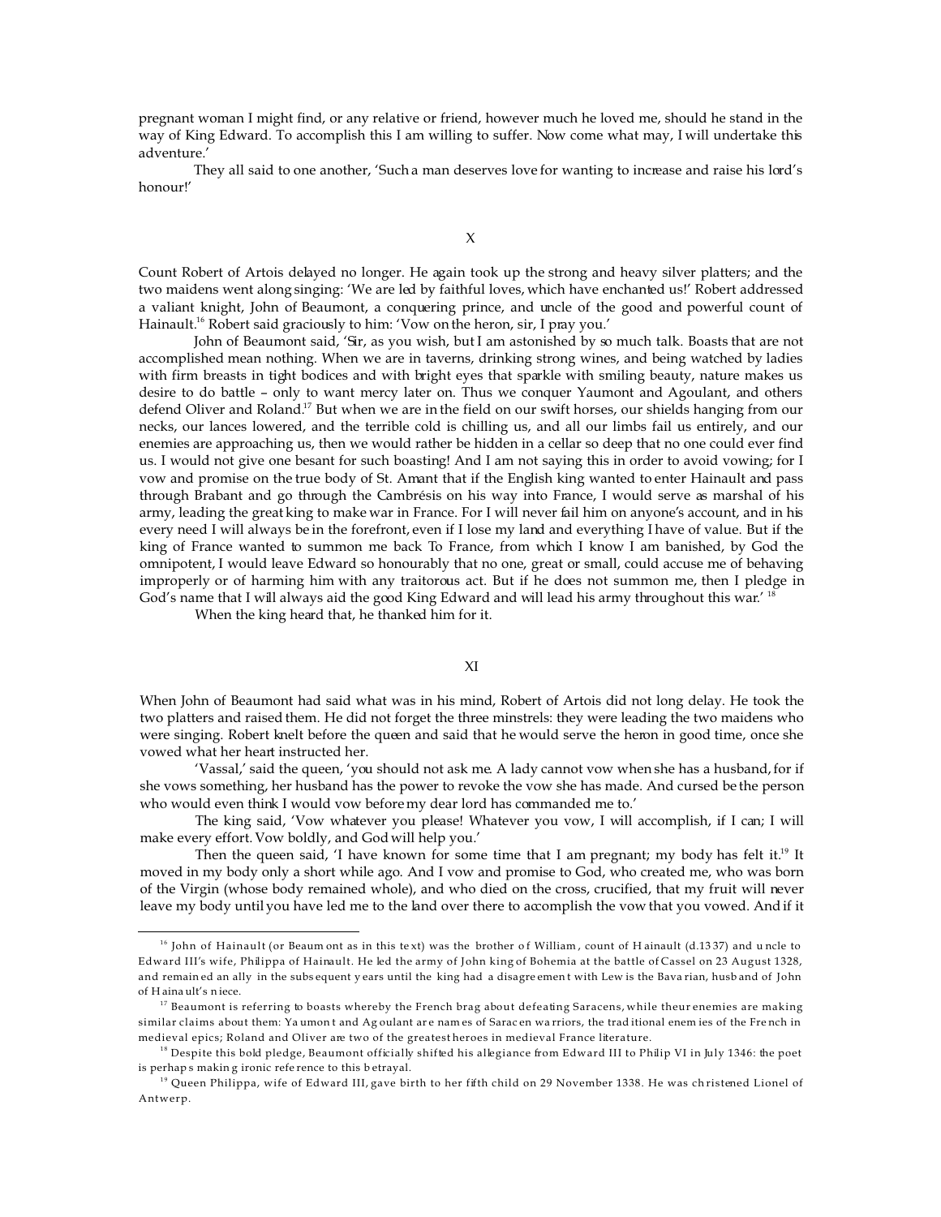pregnant woman I might find, or any relative or friend, however much he loved me, should he stand in the way of King Edward. To accomplish this I am willing to suffer. Now come what may, I will undertake this adventure.'

They all said to one another, 'Such a man deserves love for wanting to increase and raise his lord's honour!'

## X

Count Robert of Artois delayed no longer. He again took up the strong and heavy silver platters; and the two maidens went along singing: 'We are led by faithful loves, which have enchanted us!' Robert addressed a valiant knight, John of Beaumont, a conquering prince, and uncle of the good and powerful count of Hainault.[16] Robert said graciously to him: 'Vow on the heron, sir, I pray you.'

John of Beaumont said, 'Sir, as you wish, but I am astonished by so much talk. Boasts that are not accomplished mean nothing. When we are in taverns, drinking strong wines, and being watched by ladies with firm breasts in tight bodices and with bright eyes that sparkle with smiling beauty, nature makes us desire to do battle – only to want mercy later on. Thus we conquer Yaumont and Agoulant, and others defend Oliver and Roland.[17] But when we are in the field on our swift horses, our shields hanging from our necks, our lances lowered, and the terrible cold is chilling us, and all our limbs fail us entirely, and our enemies are approaching us, then we would rather be hidden in a cellar so deep that no one could ever find us. I would not give one besant for such boasting! And I am not saying this in order to avoid vowing; for I vow and promise on the true body of St. Amant that if the English king wanted to enter Hainault and pass through Brabant and go through the Cambrésis on his way into France, I would serve as marshal of his army, leading the great king to make war in France. For I will never fail him on anyone's account, and in his every need I will always be in the forefront, even if I lose my land and everything I have of value. But if the king of France wanted to summon me back To France, from which I know I am banished, by God the omnipotent, I would leave Edward so honourably that no one, great or small, could accuse me of behaving improperly or of harming him with any traitorous act. But if he does not summon me, then I pledge in God's name that I will always aid the good King Edward and will lead his army throughout this war.' [18]

When the king heard that, he thanked him for it.

## XI

When John of Beaumont had said what was in his mind, Robert of Artois did not long delay. He took the two platters and raised them. He did not forget the three minstrels: they were leading the two maidens who were singing. Robert knelt before the queen and said that he would serve the heron in good time, once she vowed what her heart instructed her.

'Vassal,' said the queen, 'you should not ask me. A lady cannot vow when she has a husband, for if she vows something, her husband has the power to revoke the vow she has made. And cursed be the person who would even think I would vow before my dear lord has commanded me to.'

The king said, 'Vow whatever you please! Whatever you vow, I will accomplish, if I can; I will make every effort. Vow boldly, and God will help you.'

Then the queen said, 'I have known for some time that I am pregnant; my body has felt it.[19] It moved in my body only a short while ago. And I vow and promise to God, who created me, who was born of the Virgin (whose body remained whole), and who died on the cross, crucified, that my fruit will never leave my body until you have led me to the land over there to accomplish the vow that you vowed. And if it

---

[16] John of Hainault (or Beaumont as in this text) was the brother of William, count of Hainault (d.1337) and uncle to Edward III's wife, Philippa of Hainault. He led the army of John king of Bohemia at the battle of Cassel on 23 August 1328, and remained an ally in the subsequent years until the king had a disagreement with Lewis the Bavarian, husband of John of Hainault's niece.

[17] Beaumont is referring to boasts whereby the French brag about defeating Saracens, while theur enemies are making similar claims about them: Yaumont and Agoulant are names of Saracen warriors, the traditional enemies of the French in medieval epics; Roland and Oliver are two of the greatest heroes in medieval France literature.

[18] Despite this bold pledge, Beaumont officially shifted his allegiance from Edward III to Philip VI in July 1346: the poet is perhaps making ironic reference to this betrayal.

[19] Queen Philippa, wife of Edward III, gave birth to her fifth child on 29 November 1338. He was christened Lionel of Antwerp.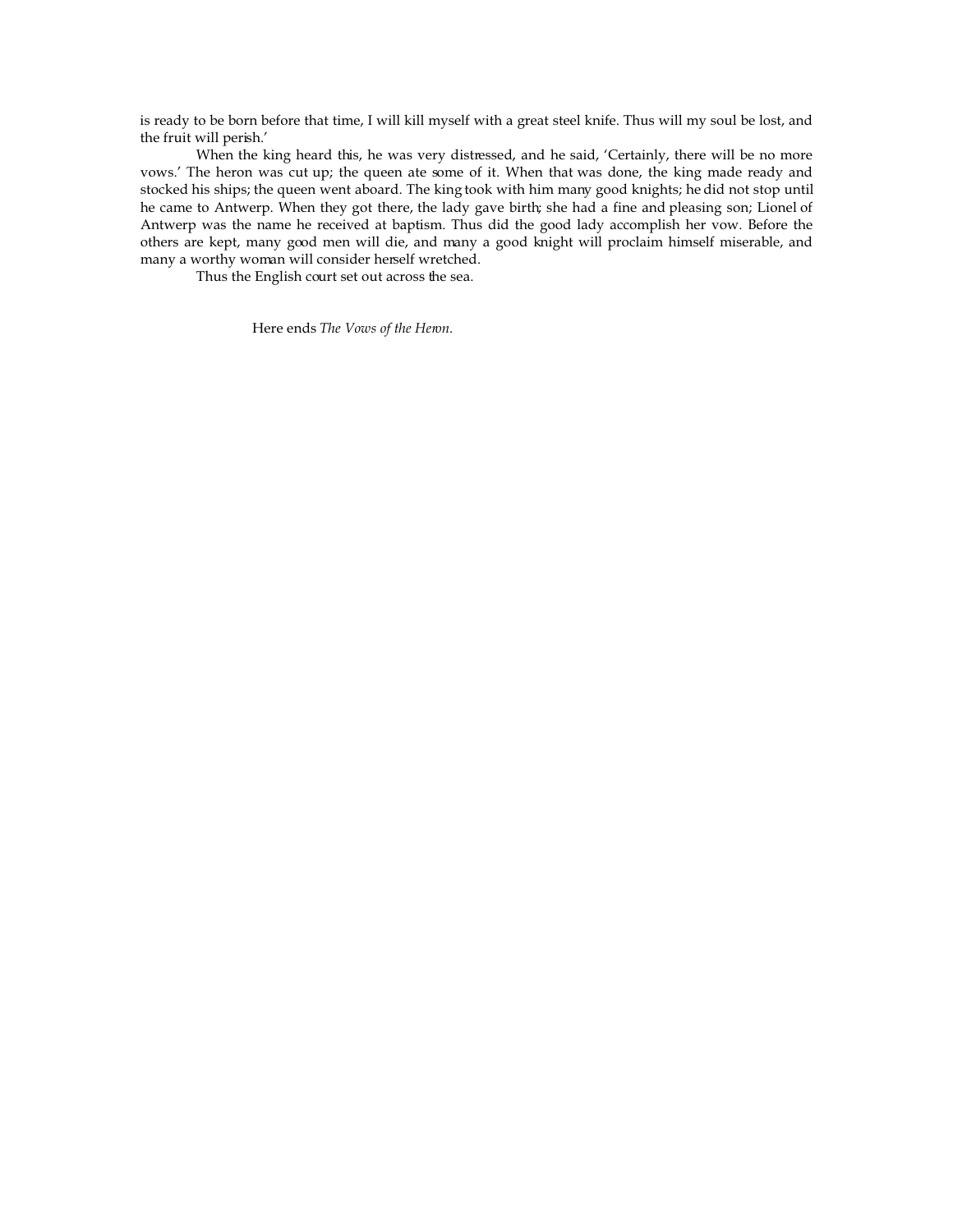is ready to be born before that time, I will kill myself with a great steel knife. Thus will my soul be lost, and the fruit will perish.'

When the king heard this, he was very distressed, and he said, 'Certainly, there will be no more vows.' The heron was cut up; the queen ate some of it. When that was done, the king made ready and stocked his ships; the queen went aboard. The king took with him many good knights; he did not stop until he came to Antwerp. When they got there, the lady gave birth; she had a fine and pleasing son; Lionel of Antwerp was the name he received at baptism. Thus did the good lady accomplish her vow. Before the others are kept, many good men will die, and many a good knight will proclaim himself miserable, and many a worthy woman will consider herself wretched.

Thus the English court set out across the sea.

Here ends *The Vows of the Heron*.